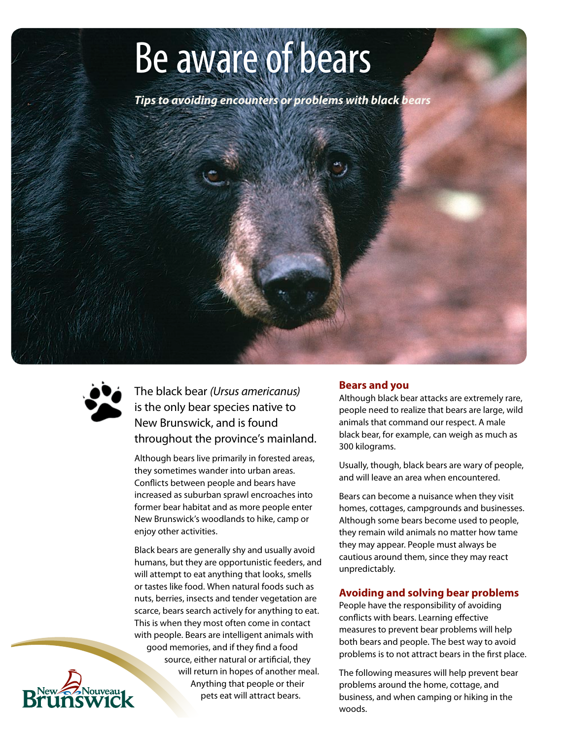# Be aware of bears

***Tips to avoiding encounters or problems with black bears***

The black bear *(Ursus americanus)* is the only bear species native to New Brunswick, and is found throughout the province's mainland.

Although bears live primarily in forested areas, they sometimes wander into urban areas. Conflicts between people and bears have increased as suburban sprawl encroaches into former bear habitat and as more people enter New Brunswick's woodlands to hike, camp or enjoy other activities.

Black bears are generally shy and usually avoid humans, but they are opportunistic feeders, and will attempt to eat anything that looks, smells or tastes like food. When natural foods such as nuts, berries, insects and tender vegetation are scarce, bears search actively for anything to eat. This is when they most often come in contact with people. Bears are intelligent animals with good memories, and if they find a food source, either natural or artificial, they will return in hopes of another meal. Anything that people or their pets eat will attract bears.

## Bears and you

Although black bear attacks are extremely rare, people need to realize that bears are large, wild animals that command our respect. A male black bear, for example, can weigh as much as 300 kilograms.

Usually, though, black bears are wary of people, and will leave an area when encountered.

Bears can become a nuisance when they visit homes, cottages, campgrounds and businesses. Although some bears become used to people, they remain wild animals no matter how tame they may appear. People must always be cautious around them, since they may react unpredictably.

## Avoiding and solving bear problems

People have the responsibility of avoiding conflicts with bears. Learning effective measures to prevent bear problems will help both bears and people. The best way to avoid problems is to not attract bears in the first place.

The following measures will help prevent bear problems around the home, cottage, and business, and when camping or hiking in the woods.

New Nouveau Brunswick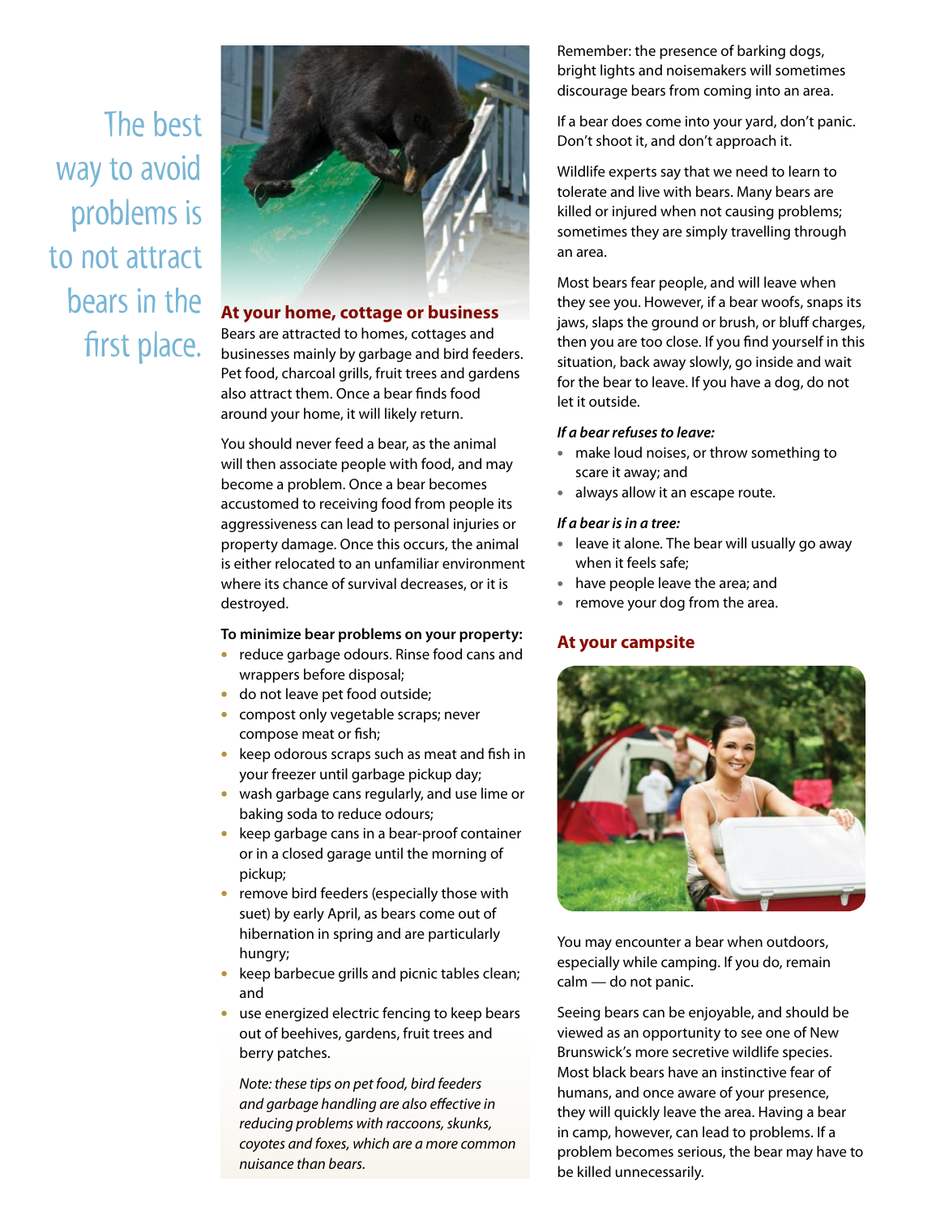The best way to avoid problems is to not attract bears in the first place.

## At your home, cottage or business

Bears are attracted to homes, cottages and businesses mainly by garbage and bird feeders. Pet food, charcoal grills, fruit trees and gardens also attract them. Once a bear finds food around your home, it will likely return.

You should never feed a bear, as the animal will then associate people with food, and may become a problem. Once a bear becomes accustomed to receiving food from people its aggressiveness can lead to personal injuries or property damage. Once this occurs, the animal is either relocated to an unfamiliar environment where its chance of survival decreases, or it is destroyed.

**To minimize bear problems on your property:**

- reduce garbage odours. Rinse food cans and wrappers before disposal;
- do not leave pet food outside;
- compost only vegetable scraps; never compose meat or fish;
- keep odorous scraps such as meat and fish in your freezer until garbage pickup day;
- wash garbage cans regularly, and use lime or baking soda to reduce odours;
- keep garbage cans in a bear-proof container or in a closed garage until the morning of pickup;
- remove bird feeders (especially those with suet) by early April, as bears come out of hibernation in spring and are particularly hungry;
- keep barbecue grills and picnic tables clean; and
- use energized electric fencing to keep bears out of beehives, gardens, fruit trees and berry patches.

*Note: these tips on pet food, bird feeders and garbage handling are also effective in reducing problems with raccoons, skunks, coyotes and foxes, which are a more common nuisance than bears.*

Remember: the presence of barking dogs, bright lights and noisemakers will sometimes discourage bears from coming into an area.

If a bear does come into your yard, don't panic. Don't shoot it, and don't approach it.

Wildlife experts say that we need to learn to tolerate and live with bears. Many bears are killed or injured when not causing problems; sometimes they are simply travelling through an area.

Most bears fear people, and will leave when they see you. However, if a bear woofs, snaps its jaws, slaps the ground or brush, or bluff charges, then you are too close. If you find yourself in this situation, back away slowly, go inside and wait for the bear to leave. If you have a dog, do not let it outside.

***If a bear refuses to leave:***

- make loud noises, or throw something to scare it away; and
- always allow it an escape route.

***If a bear is in a tree:***

- leave it alone. The bear will usually go away when it feels safe;
- have people leave the area; and
- remove your dog from the area.

## At your campsite

You may encounter a bear when outdoors, especially while camping. If you do, remain calm — do not panic.

Seeing bears can be enjoyable, and should be viewed as an opportunity to see one of New Brunswick's more secretive wildlife species. Most black bears have an instinctive fear of humans, and once aware of your presence, they will quickly leave the area. Having a bear in camp, however, can lead to problems. If a problem becomes serious, the bear may have to be killed unnecessarily.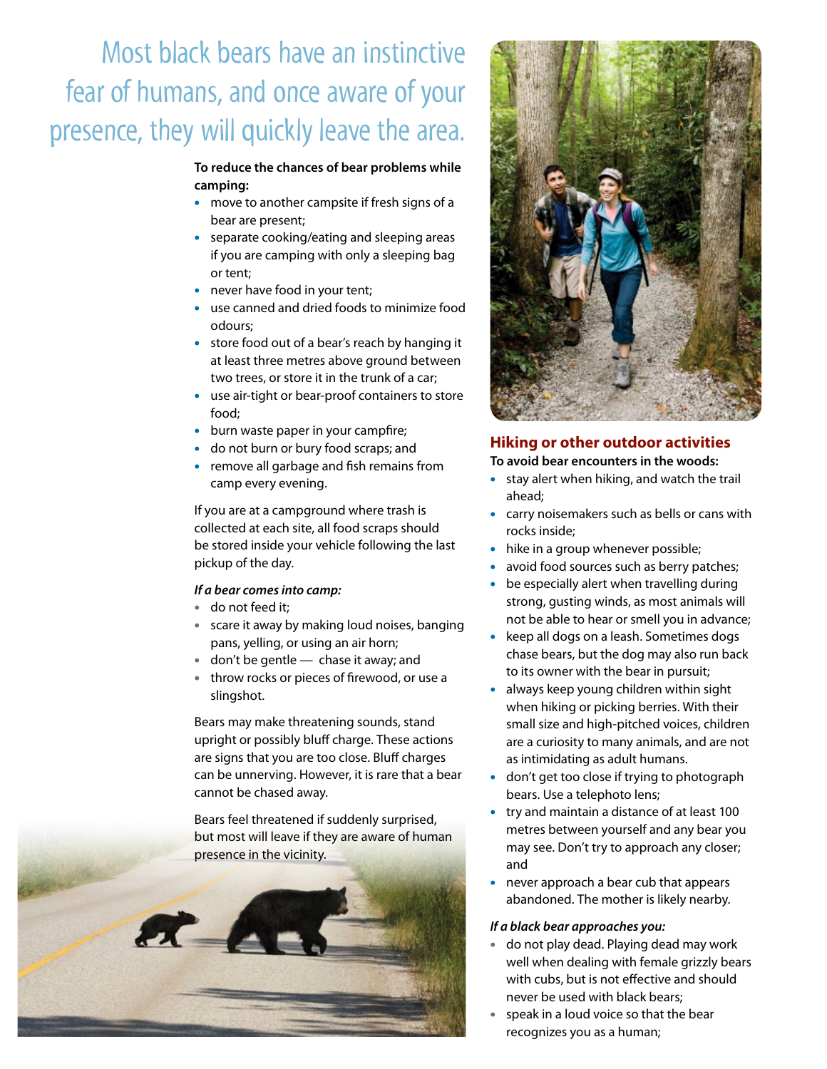# Most black bears have an instinctive fear of humans, and once aware of your presence, they will quickly leave the area.

**To reduce the chances of bear problems while camping:**

- move to another campsite if fresh signs of a bear are present;
- separate cooking/eating and sleeping areas if you are camping with only a sleeping bag or tent;
- never have food in your tent;
- use canned and dried foods to minimize food odours;
- store food out of a bear's reach by hanging it at least three metres above ground between two trees, or store it in the trunk of a car;
- use air-tight or bear-proof containers to store food;
- burn waste paper in your campfire;
- do not burn or bury food scraps; and
- remove all garbage and fish remains from camp every evening.

If you are at a campground where trash is collected at each site, all food scraps should be stored inside your vehicle following the last pickup of the day.

***If a bear comes into camp:***

- do not feed it;
- scare it away by making loud noises, banging pans, yelling, or using an air horn;
- don't be gentle — chase it away; and
- throw rocks or pieces of firewood, or use a slingshot.

Bears may make threatening sounds, stand upright or possibly bluff charge. These actions are signs that you are too close. Bluff charges can be unnerving. However, it is rare that a bear cannot be chased away.

Bears feel threatened if suddenly surprised, but most will leave if they are aware of human presence in the vicinity.

## Hiking or other outdoor activities

**To avoid bear encounters in the woods:**

- stay alert when hiking, and watch the trail ahead;
- carry noisemakers such as bells or cans with rocks inside;
- hike in a group whenever possible;
- avoid food sources such as berry patches;
- be especially alert when travelling during strong, gusting winds, as most animals will not be able to hear or smell you in advance;
- keep all dogs on a leash. Sometimes dogs chase bears, but the dog may also run back to its owner with the bear in pursuit;
- always keep young children within sight when hiking or picking berries. With their small size and high-pitched voices, children are a curiosity to many animals, and are not as intimidating as adult humans.
- don't get too close if trying to photograph bears. Use a telephoto lens;
- try and maintain a distance of at least 100 metres between yourself and any bear you may see. Don't try to approach any closer; and
- never approach a bear cub that appears abandoned. The mother is likely nearby.

***If a black bear approaches you:***

- do not play dead. Playing dead may work well when dealing with female grizzly bears with cubs, but is not effective and should never be used with black bears;
- speak in a loud voice so that the bear recognizes you as a human;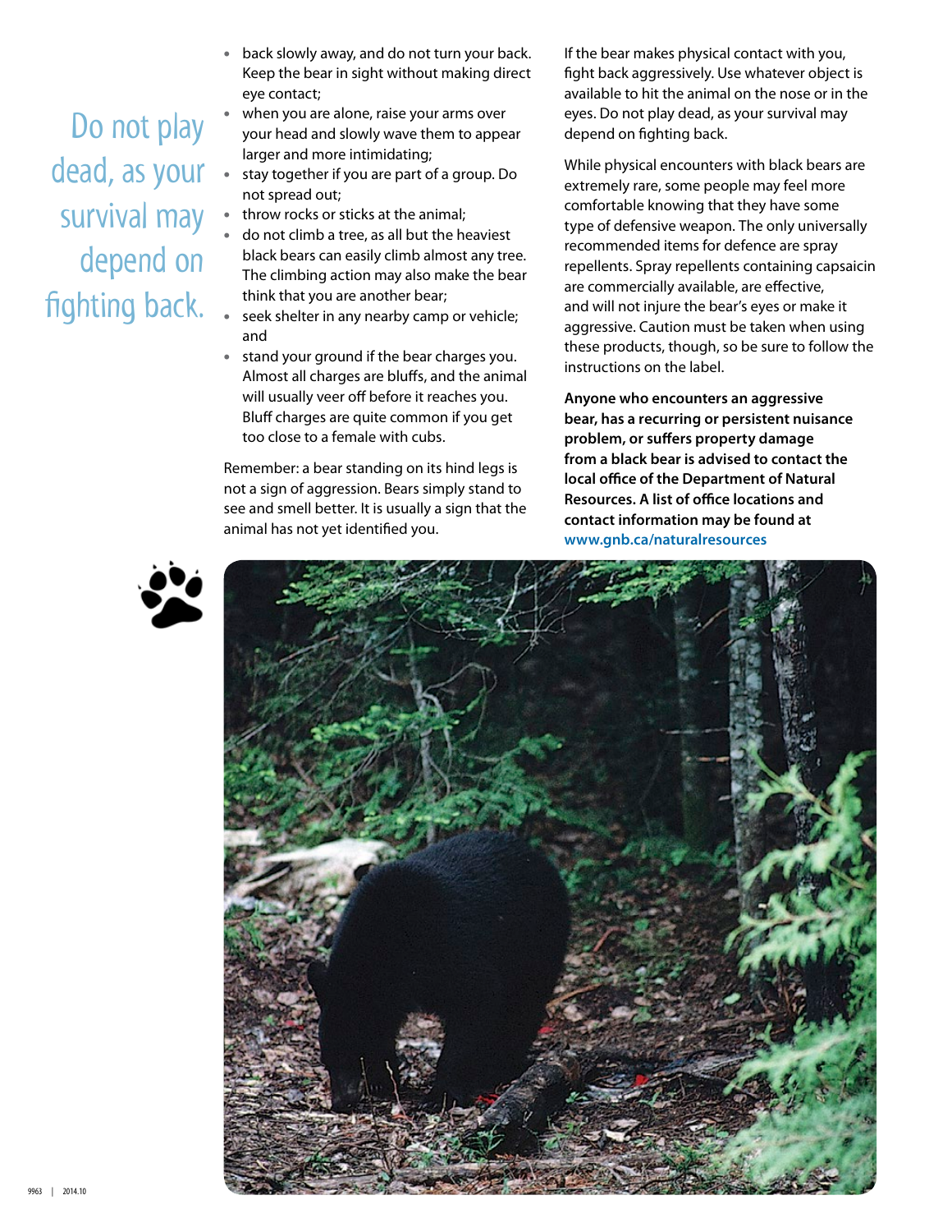Do not play dead, as your survival may depend on fighting back.

- back slowly away, and do not turn your back. Keep the bear in sight without making direct eye contact;
- when you are alone, raise your arms over your head and slowly wave them to appear larger and more intimidating;
- stay together if you are part of a group. Do not spread out;
- throw rocks or sticks at the animal;
- do not climb a tree, as all but the heaviest black bears can easily climb almost any tree. The climbing action may also make the bear think that you are another bear;
- seek shelter in any nearby camp or vehicle; and
- stand your ground if the bear charges you. Almost all charges are bluffs, and the animal will usually veer off before it reaches you. Bluff charges are quite common if you get too close to a female with cubs.

Remember: a bear standing on its hind legs is not a sign of aggression. Bears simply stand to see and smell better. It is usually a sign that the animal has not yet identified you.

If the bear makes physical contact with you, fight back aggressively. Use whatever object is available to hit the animal on the nose or in the eyes. Do not play dead, as your survival may depend on fighting back.

While physical encounters with black bears are extremely rare, some people may feel more comfortable knowing that they have some type of defensive weapon. The only universally recommended items for defence are spray repellents. Spray repellents containing capsaicin are commercially available, are effective, and will not injure the bear's eyes or make it aggressive. Caution must be taken when using these products, though, so be sure to follow the instructions on the label.

**Anyone who encounters an aggressive bear, has a recurring or persistent nuisance problem, or suffers property damage from a black bear is advised to contact the local office of the Department of Natural Resources. A list of office locations and contact information may be found at www.gnb.ca/naturalresources**

9963 | 2014.10